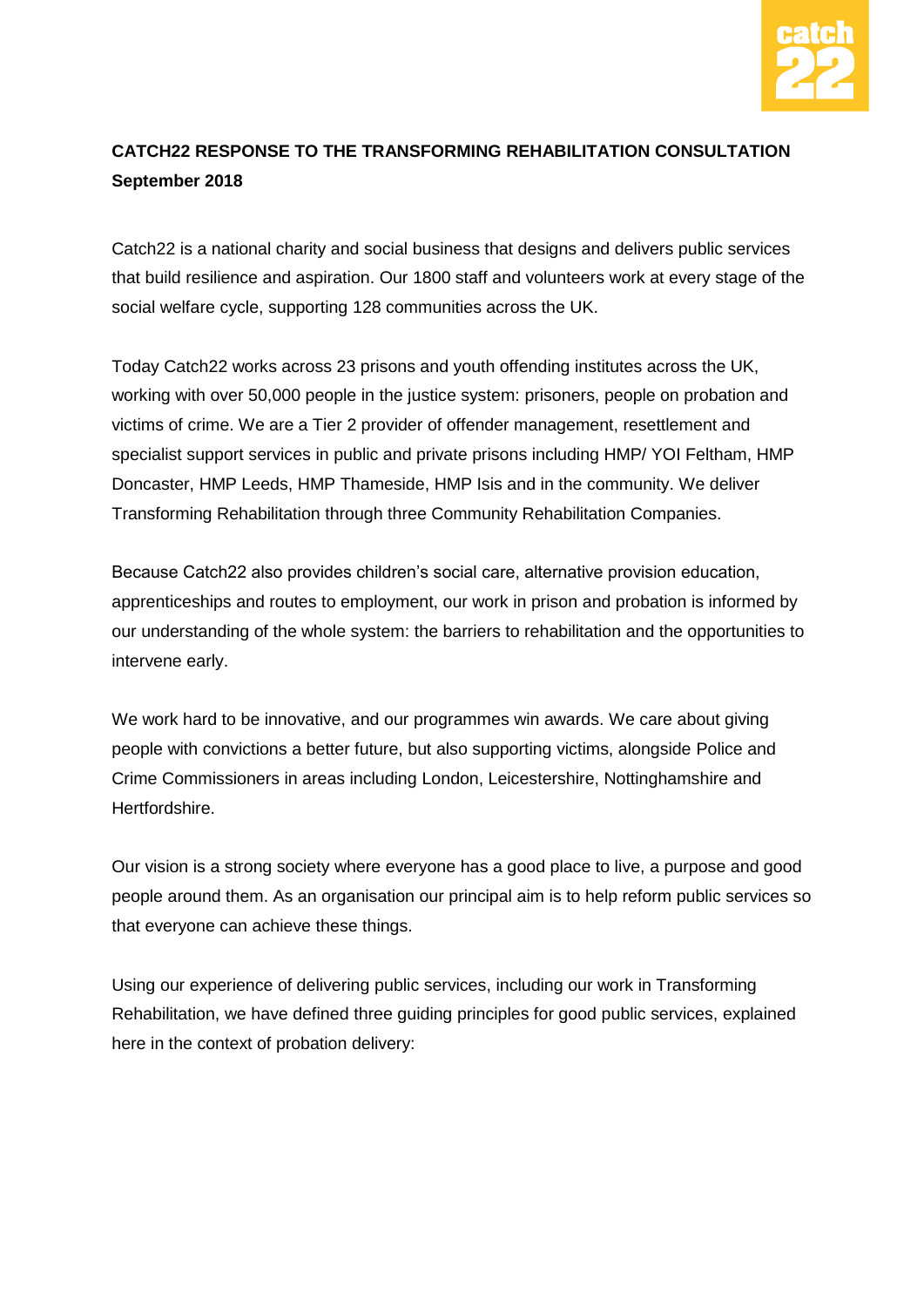**CATCH22 RESPONSE TO THE TRANSFORMING REHABILITATION CONSULTATION**
**September 2018**

Catch22 is a national charity and social business that designs and delivers public services that build resilience and aspiration. Our 1800 staff and volunteers work at every stage of the social welfare cycle, supporting 128 communities across the UK.

Today Catch22 works across 23 prisons and youth offending institutes across the UK, working with over 50,000 people in the justice system: prisoners, people on probation and victims of crime. We are a Tier 2 provider of offender management, resettlement and specialist support services in public and private prisons including HMP/ YOI Feltham, HMP Doncaster, HMP Leeds, HMP Thameside, HMP Isis and in the community. We deliver Transforming Rehabilitation through three Community Rehabilitation Companies.

Because Catch22 also provides children's social care, alternative provision education, apprenticeships and routes to employment, our work in prison and probation is informed by our understanding of the whole system: the barriers to rehabilitation and the opportunities to intervene early.

We work hard to be innovative, and our programmes win awards. We care about giving people with convictions a better future, but also supporting victims, alongside Police and Crime Commissioners in areas including London, Leicestershire, Nottinghamshire and Hertfordshire.

Our vision is a strong society where everyone has a good place to live, a purpose and good people around them. As an organisation our principal aim is to help reform public services so that everyone can achieve these things.

Using our experience of delivering public services, including our work in Transforming Rehabilitation, we have defined three guiding principles for good public services, explained here in the context of probation delivery: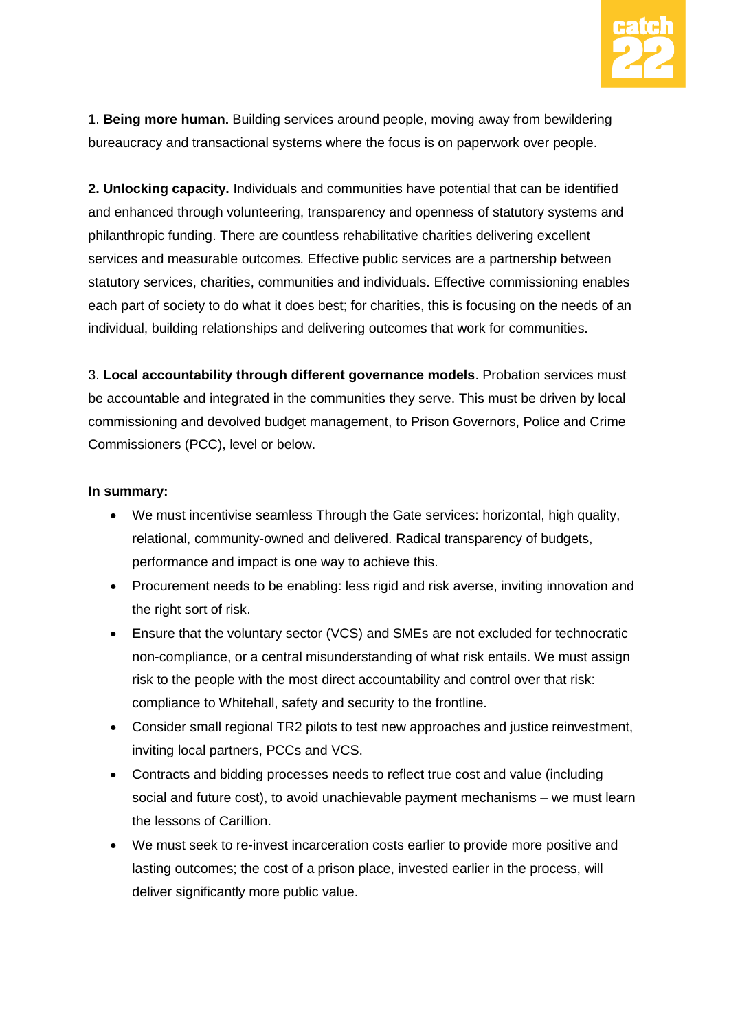1. **Being more human.** Building services around people, moving away from bewildering bureaucracy and transactional systems where the focus is on paperwork over people.

**2. Unlocking capacity.** Individuals and communities have potential that can be identified and enhanced through volunteering, transparency and openness of statutory systems and philanthropic funding. There are countless rehabilitative charities delivering excellent services and measurable outcomes. Effective public services are a partnership between statutory services, charities, communities and individuals. Effective commissioning enables each part of society to do what it does best; for charities, this is focusing on the needs of an individual, building relationships and delivering outcomes that work for communities.

3. **Local accountability through different governance models**. Probation services must be accountable and integrated in the communities they serve. This must be driven by local commissioning and devolved budget management, to Prison Governors, Police and Crime Commissioners (PCC), level or below.

**In summary:**

- We must incentivise seamless Through the Gate services: horizontal, high quality, relational, community-owned and delivered. Radical transparency of budgets, performance and impact is one way to achieve this.
- Procurement needs to be enabling: less rigid and risk averse, inviting innovation and the right sort of risk.
- Ensure that the voluntary sector (VCS) and SMEs are not excluded for technocratic non-compliance, or a central misunderstanding of what risk entails. We must assign risk to the people with the most direct accountability and control over that risk: compliance to Whitehall, safety and security to the frontline.
- Consider small regional TR2 pilots to test new approaches and justice reinvestment, inviting local partners, PCCs and VCS.
- Contracts and bidding processes needs to reflect true cost and value (including social and future cost), to avoid unachievable payment mechanisms – we must learn the lessons of Carillion.
- We must seek to re-invest incarceration costs earlier to provide more positive and lasting outcomes; the cost of a prison place, invested earlier in the process, will deliver significantly more public value.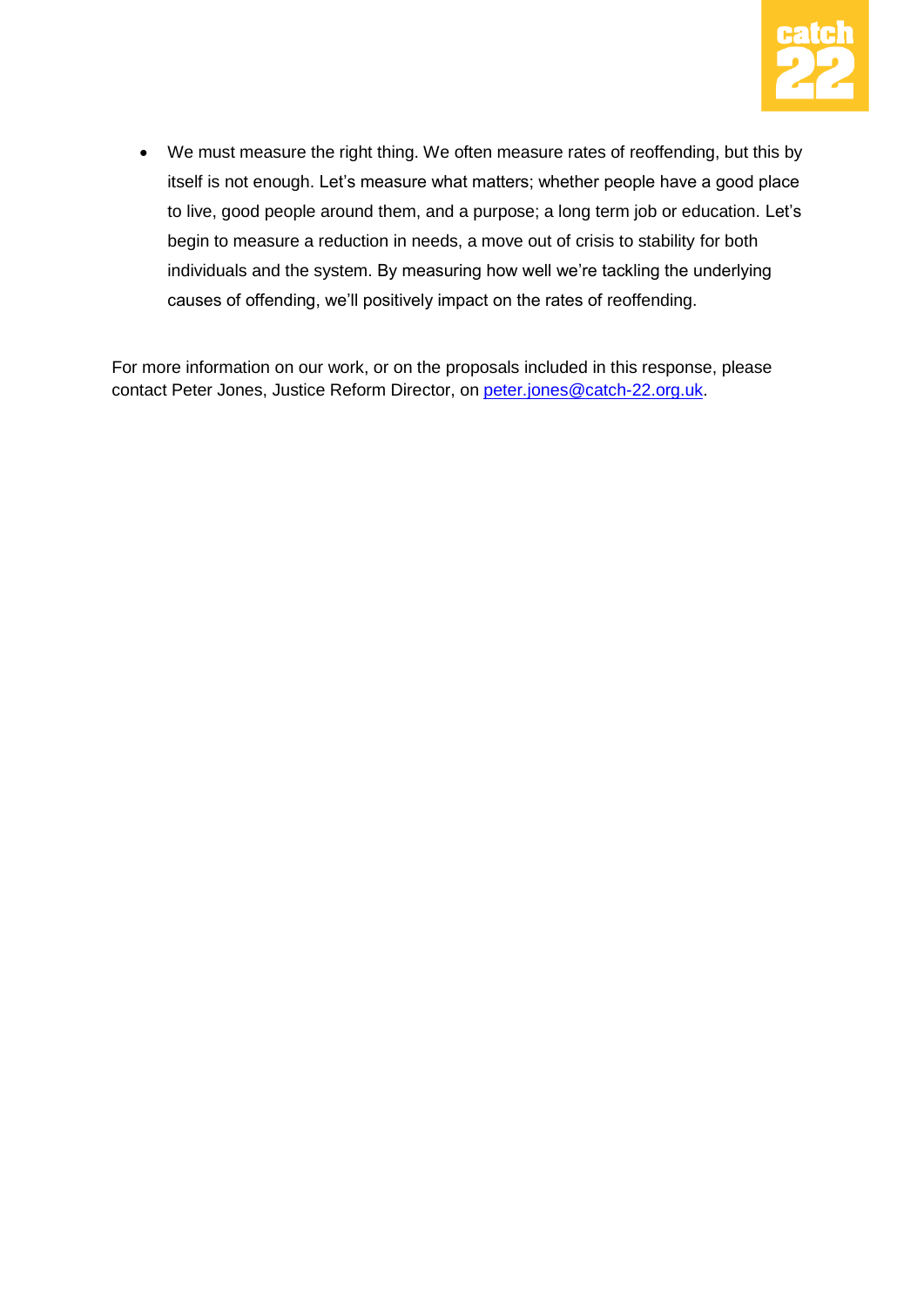- We must measure the right thing. We often measure rates of reoffending, but this by itself is not enough. Let's measure what matters; whether people have a good place to live, good people around them, and a purpose; a long term job or education. Let's begin to measure a reduction in needs, a move out of crisis to stability for both individuals and the system. By measuring how well we're tackling the underlying causes of offending, we'll positively impact on the rates of reoffending.

For more information on our work, or on the proposals included in this response, please contact Peter Jones, Justice Reform Director, on peter.jones@catch-22.org.uk.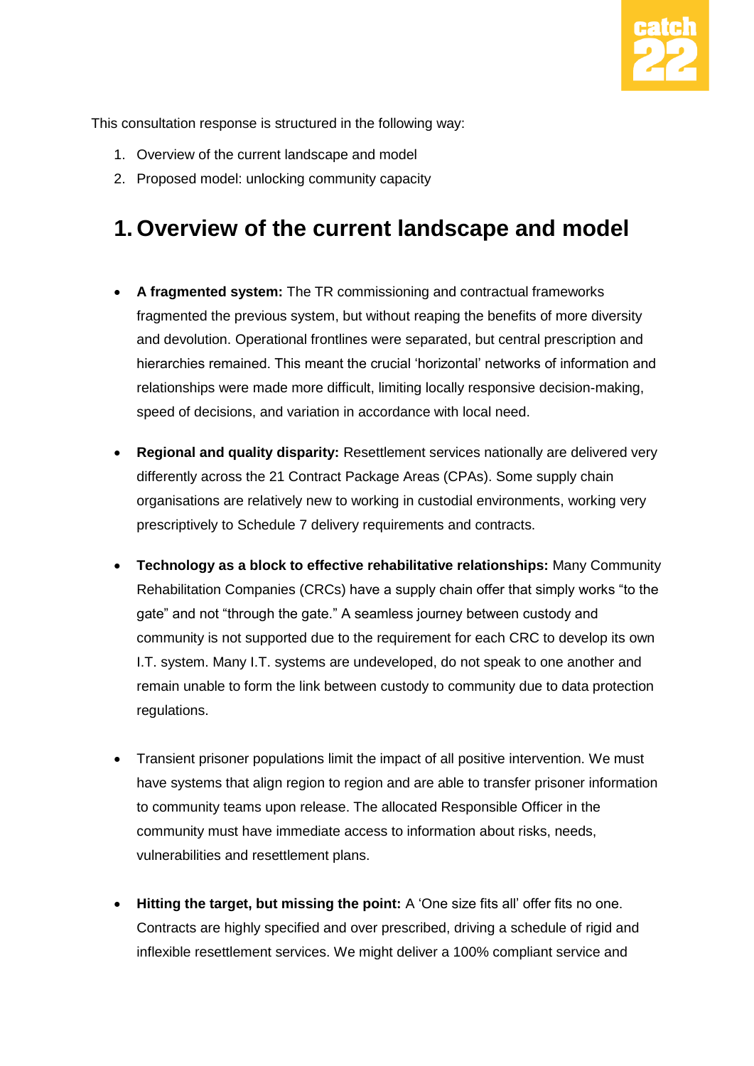This consultation response is structured in the following way:

1. Overview of the current landscape and model
2. Proposed model: unlocking community capacity

# 1. Overview of the current landscape and model

- **A fragmented system:** The TR commissioning and contractual frameworks fragmented the previous system, but without reaping the benefits of more diversity and devolution. Operational frontlines were separated, but central prescription and hierarchies remained. This meant the crucial 'horizontal' networks of information and relationships were made more difficult, limiting locally responsive decision-making, speed of decisions, and variation in accordance with local need.

- **Regional and quality disparity:** Resettlement services nationally are delivered very differently across the 21 Contract Package Areas (CPAs). Some supply chain organisations are relatively new to working in custodial environments, working very prescriptively to Schedule 7 delivery requirements and contracts.

- **Technology as a block to effective rehabilitative relationships:** Many Community Rehabilitation Companies (CRCs) have a supply chain offer that simply works "to the gate" and not "through the gate." A seamless journey between custody and community is not supported due to the requirement for each CRC to develop its own I.T. system. Many I.T. systems are undeveloped, do not speak to one another and remain unable to form the link between custody to community due to data protection regulations.

- Transient prisoner populations limit the impact of all positive intervention. We must have systems that align region to region and are able to transfer prisoner information to community teams upon release. The allocated Responsible Officer in the community must have immediate access to information about risks, needs, vulnerabilities and resettlement plans.

- **Hitting the target, but missing the point:** A 'One size fits all' offer fits no one. Contracts are highly specified and over prescribed, driving a schedule of rigid and inflexible resettlement services. We might deliver a 100% compliant service and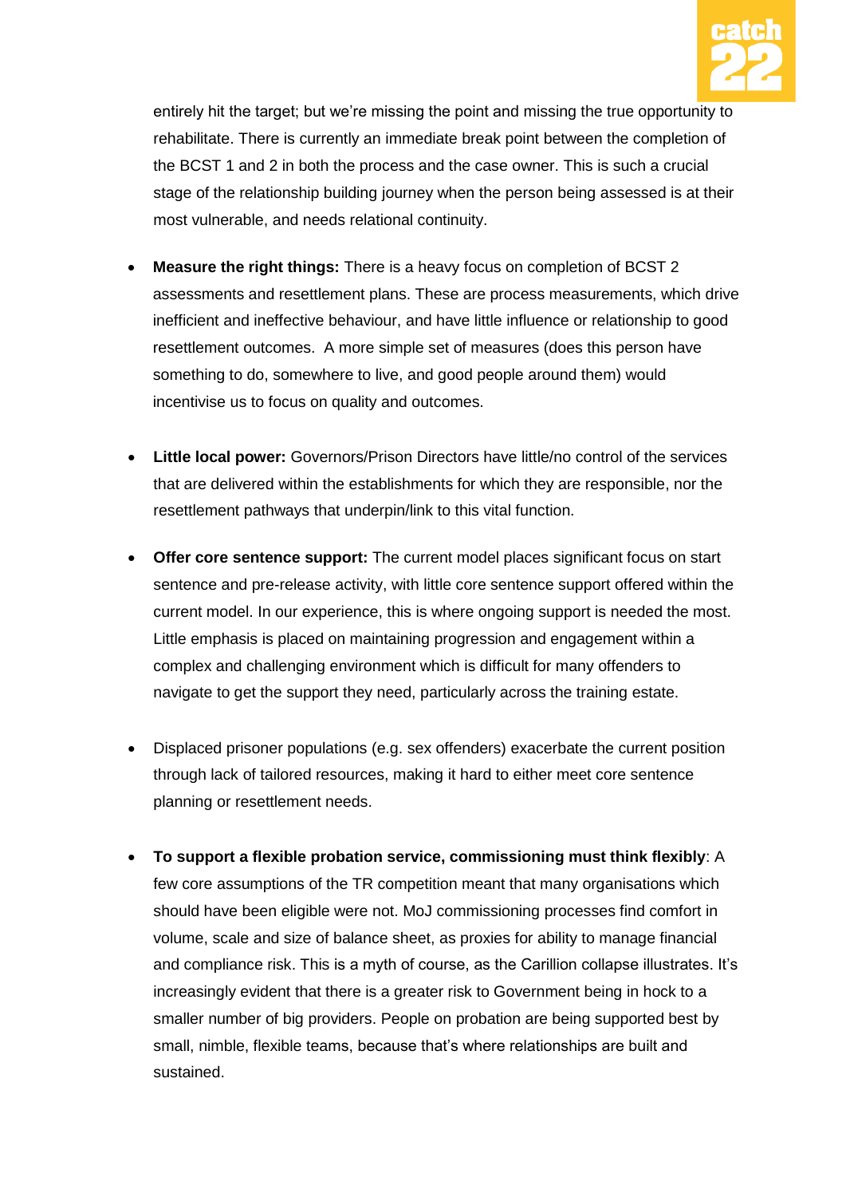entirely hit the target; but we're missing the point and missing the true opportunity to rehabilitate. There is currently an immediate break point between the completion of the BCST 1 and 2 in both the process and the case owner. This is such a crucial stage of the relationship building journey when the person being assessed is at their most vulnerable, and needs relational continuity.

- **Measure the right things:** There is a heavy focus on completion of BCST 2 assessments and resettlement plans. These are process measurements, which drive inefficient and ineffective behaviour, and have little influence or relationship to good resettlement outcomes. A more simple set of measures (does this person have something to do, somewhere to live, and good people around them) would incentivise us to focus on quality and outcomes.

- **Little local power:** Governors/Prison Directors have little/no control of the services that are delivered within the establishments for which they are responsible, nor the resettlement pathways that underpin/link to this vital function.

- **Offer core sentence support:** The current model places significant focus on start sentence and pre-release activity, with little core sentence support offered within the current model. In our experience, this is where ongoing support is needed the most. Little emphasis is placed on maintaining progression and engagement within a complex and challenging environment which is difficult for many offenders to navigate to get the support they need, particularly across the training estate.

- Displaced prisoner populations (e.g. sex offenders) exacerbate the current position through lack of tailored resources, making it hard to either meet core sentence planning or resettlement needs.

- **To support a flexible probation service, commissioning must think flexibly**: A few core assumptions of the TR competition meant that many organisations which should have been eligible were not. MoJ commissioning processes find comfort in volume, scale and size of balance sheet, as proxies for ability to manage financial and compliance risk. This is a myth of course, as the Carillion collapse illustrates. It's increasingly evident that there is a greater risk to Government being in hock to a smaller number of big providers. People on probation are being supported best by small, nimble, flexible teams, because that's where relationships are built and sustained.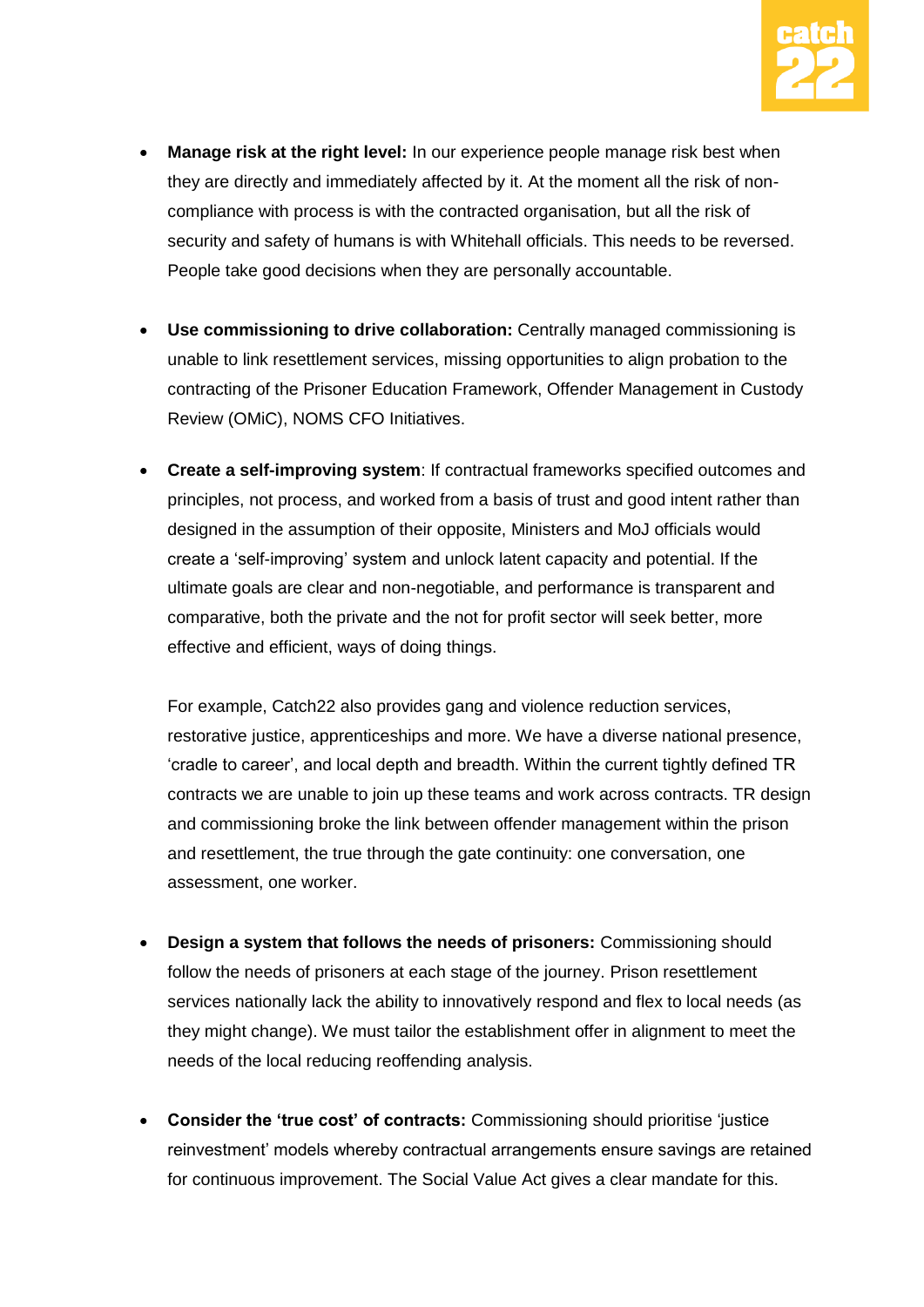- **Manage risk at the right level:** In our experience people manage risk best when they are directly and immediately affected by it. At the moment all the risk of non-compliance with process is with the contracted organisation, but all the risk of security and safety of humans is with Whitehall officials. This needs to be reversed. People take good decisions when they are personally accountable.

- **Use commissioning to drive collaboration:** Centrally managed commissioning is unable to link resettlement services, missing opportunities to align probation to the contracting of the Prisoner Education Framework, Offender Management in Custody Review (OMiC), NOMS CFO Initiatives.

- **Create a self-improving system**: If contractual frameworks specified outcomes and principles, not process, and worked from a basis of trust and good intent rather than designed in the assumption of their opposite, Ministers and MoJ officials would create a 'self-improving' system and unlock latent capacity and potential. If the ultimate goals are clear and non-negotiable, and performance is transparent and comparative, both the private and the not for profit sector will seek better, more effective and efficient, ways of doing things.

  For example, Catch22 also provides gang and violence reduction services, restorative justice, apprenticeships and more. We have a diverse national presence, 'cradle to career', and local depth and breadth. Within the current tightly defined TR contracts we are unable to join up these teams and work across contracts. TR design and commissioning broke the link between offender management within the prison and resettlement, the true through the gate continuity: one conversation, one assessment, one worker.

- **Design a system that follows the needs of prisoners:** Commissioning should follow the needs of prisoners at each stage of the journey. Prison resettlement services nationally lack the ability to innovatively respond and flex to local needs (as they might change). We must tailor the establishment offer in alignment to meet the needs of the local reducing reoffending analysis.

- **Consider the 'true cost' of contracts:** Commissioning should prioritise 'justice reinvestment' models whereby contractual arrangements ensure savings are retained for continuous improvement. The Social Value Act gives a clear mandate for this.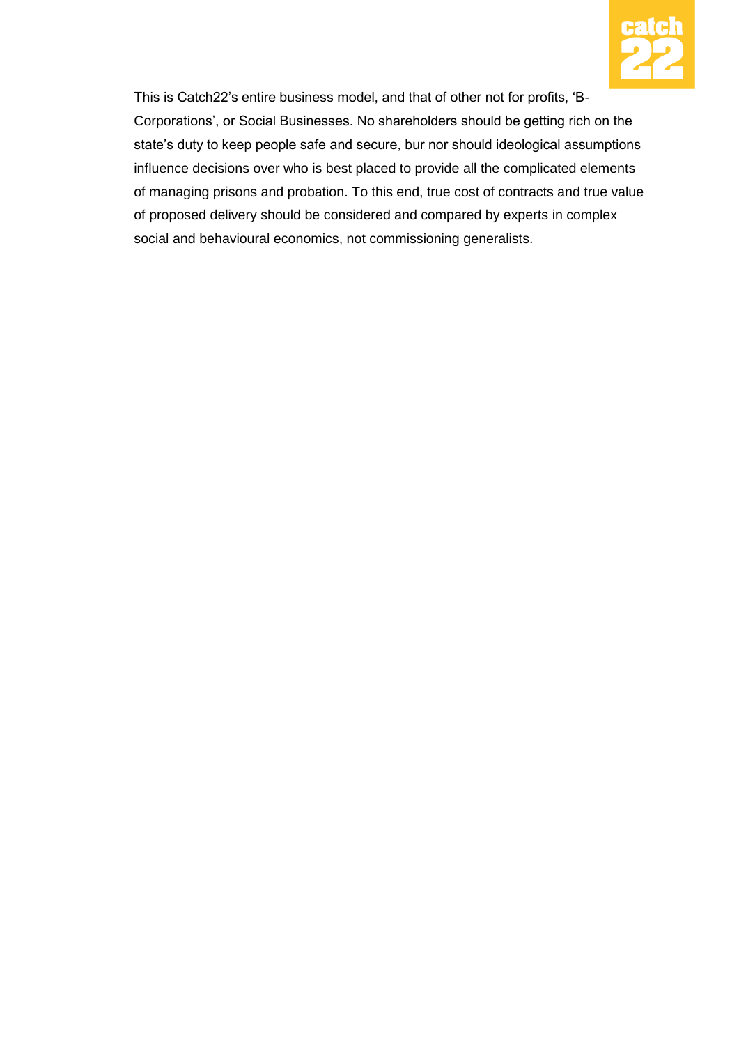This is Catch22's entire business model, and that of other not for profits, 'B-Corporations', or Social Businesses. No shareholders should be getting rich on the state's duty to keep people safe and secure, bur nor should ideological assumptions influence decisions over who is best placed to provide all the complicated elements of managing prisons and probation. To this end, true cost of contracts and true value of proposed delivery should be considered and compared by experts in complex social and behavioural economics, not commissioning generalists.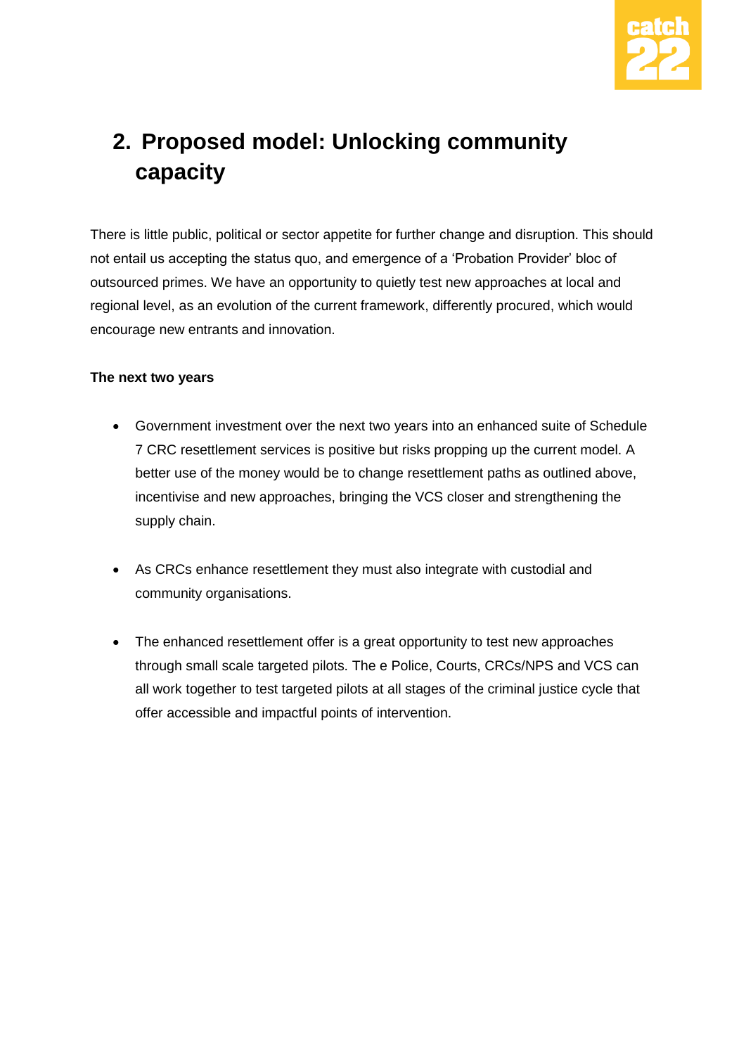## 2. Proposed model: Unlocking community capacity

There is little public, political or sector appetite for further change and disruption. This should not entail us accepting the status quo, and emergence of a 'Probation Provider' bloc of outsourced primes. We have an opportunity to quietly test new approaches at local and regional level, as an evolution of the current framework, differently procured, which would encourage new entrants and innovation.

**The next two years**

- Government investment over the next two years into an enhanced suite of Schedule 7 CRC resettlement services is positive but risks propping up the current model. A better use of the money would be to change resettlement paths as outlined above, incentivise and new approaches, bringing the VCS closer and strengthening the supply chain.

- As CRCs enhance resettlement they must also integrate with custodial and community organisations.

- The enhanced resettlement offer is a great opportunity to test new approaches through small scale targeted pilots. The e Police, Courts, CRCs/NPS and VCS can all work together to test targeted pilots at all stages of the criminal justice cycle that offer accessible and impactful points of intervention.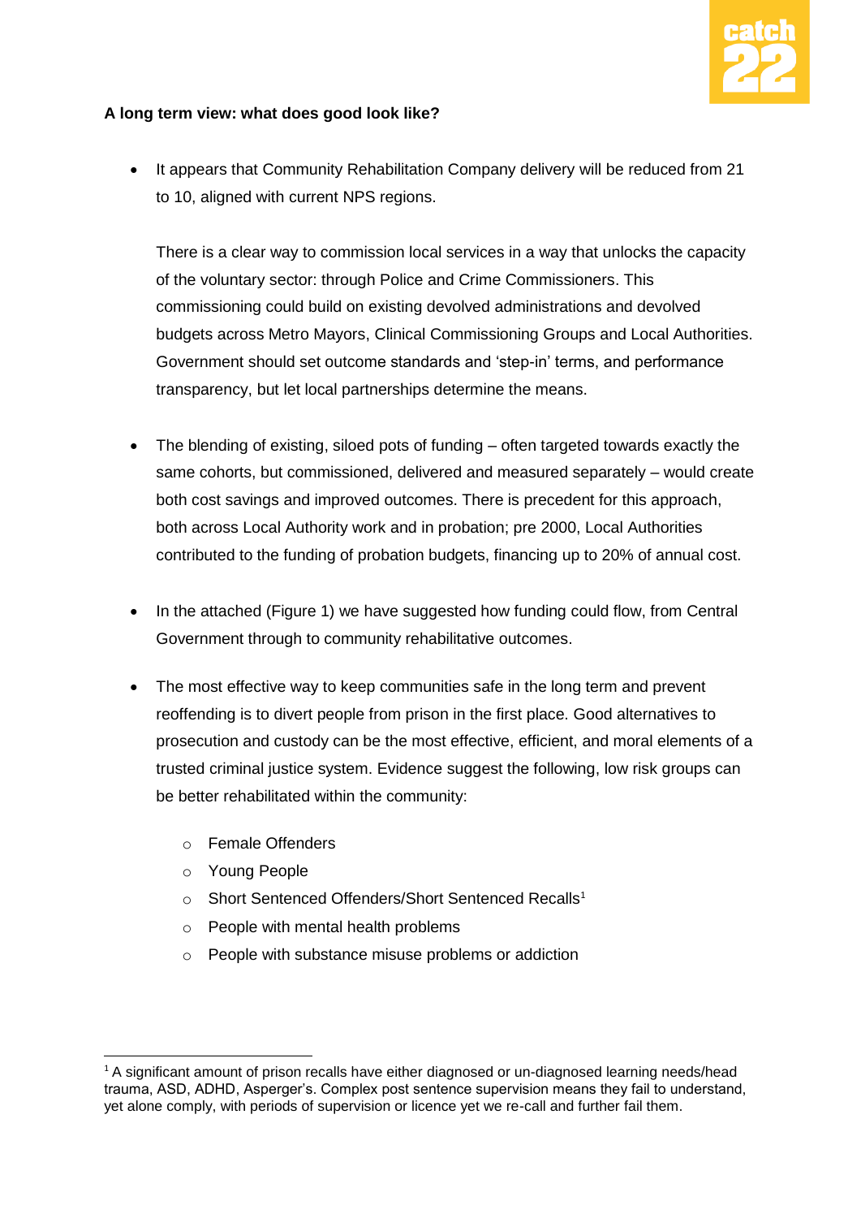**A long term view: what does good look like?**

- It appears that Community Rehabilitation Company delivery will be reduced from 21 to 10, aligned with current NPS regions.

  There is a clear way to commission local services in a way that unlocks the capacity of the voluntary sector: through Police and Crime Commissioners. This commissioning could build on existing devolved administrations and devolved budgets across Metro Mayors, Clinical Commissioning Groups and Local Authorities. Government should set outcome standards and 'step-in' terms, and performance transparency, but let local partnerships determine the means.

- The blending of existing, siloed pots of funding – often targeted towards exactly the same cohorts, but commissioned, delivered and measured separately – would create both cost savings and improved outcomes. There is precedent for this approach, both across Local Authority work and in probation; pre 2000, Local Authorities contributed to the funding of probation budgets, financing up to 20% of annual cost.

- In the attached (Figure 1) we have suggested how funding could flow, from Central Government through to community rehabilitative outcomes.

- The most effective way to keep communities safe in the long term and prevent reoffending is to divert people from prison in the first place. Good alternatives to prosecution and custody can be the most effective, efficient, and moral elements of a trusted criminal justice system. Evidence suggest the following, low risk groups can be better rehabilitated within the community:
  - Female Offenders
  - Young People
  - Short Sentenced Offenders/Short Sentenced Recalls[1]
  - People with mental health problems
  - People with substance misuse problems or addiction

---

[1] A significant amount of prison recalls have either diagnosed or un-diagnosed learning needs/head trauma, ASD, ADHD, Asperger's. Complex post sentence supervision means they fail to understand, yet alone comply, with periods of supervision or licence yet we re-call and further fail them.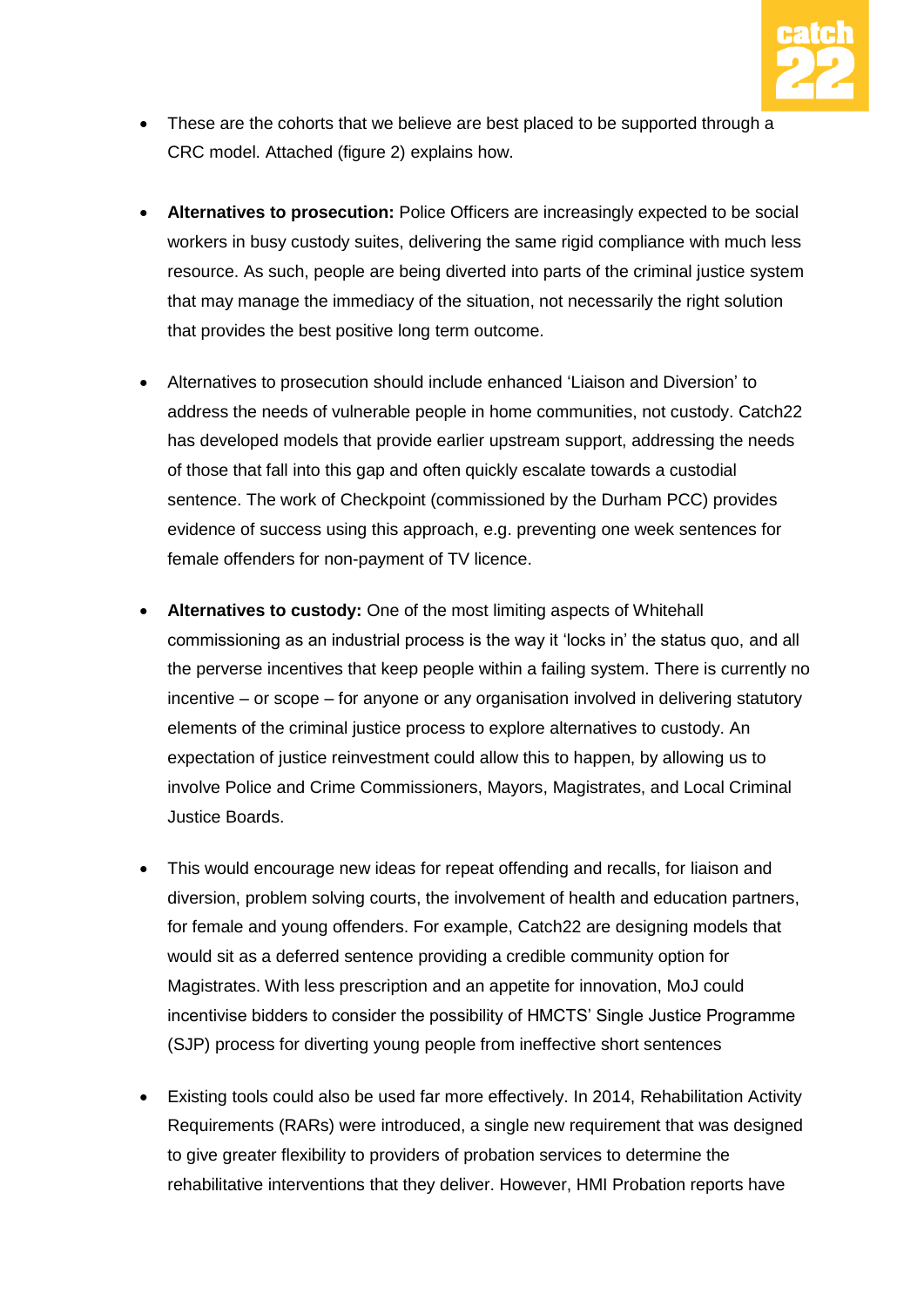- These are the cohorts that we believe are best placed to be supported through a CRC model. Attached (figure 2) explains how.

- **Alternatives to prosecution:** Police Officers are increasingly expected to be social workers in busy custody suites, delivering the same rigid compliance with much less resource. As such, people are being diverted into parts of the criminal justice system that may manage the immediacy of the situation, not necessarily the right solution that provides the best positive long term outcome.

- Alternatives to prosecution should include enhanced 'Liaison and Diversion' to address the needs of vulnerable people in home communities, not custody. Catch22 has developed models that provide earlier upstream support, addressing the needs of those that fall into this gap and often quickly escalate towards a custodial sentence. The work of Checkpoint (commissioned by the Durham PCC) provides evidence of success using this approach, e.g. preventing one week sentences for female offenders for non-payment of TV licence.

- **Alternatives to custody:** One of the most limiting aspects of Whitehall commissioning as an industrial process is the way it 'locks in' the status quo, and all the perverse incentives that keep people within a failing system. There is currently no incentive – or scope – for anyone or any organisation involved in delivering statutory elements of the criminal justice process to explore alternatives to custody. An expectation of justice reinvestment could allow this to happen, by allowing us to involve Police and Crime Commissioners, Mayors, Magistrates, and Local Criminal Justice Boards.

- This would encourage new ideas for repeat offending and recalls, for liaison and diversion, problem solving courts, the involvement of health and education partners, for female and young offenders. For example, Catch22 are designing models that would sit as a deferred sentence providing a credible community option for Magistrates. With less prescription and an appetite for innovation, MoJ could incentivise bidders to consider the possibility of HMCTS' Single Justice Programme (SJP) process for diverting young people from ineffective short sentences

- Existing tools could also be used far more effectively. In 2014, Rehabilitation Activity Requirements (RARs) were introduced, a single new requirement that was designed to give greater flexibility to providers of probation services to determine the rehabilitative interventions that they deliver. However, HMI Probation reports have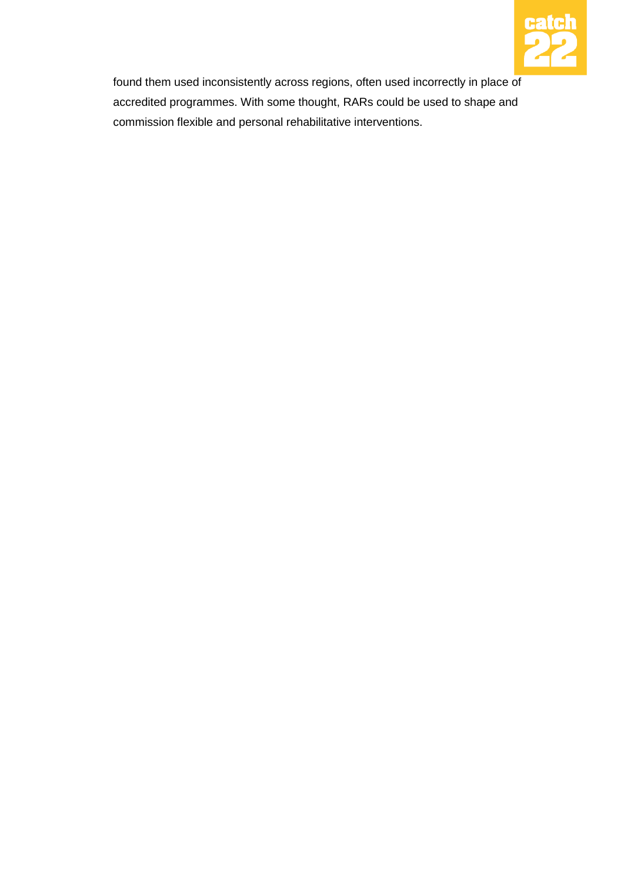found them used inconsistently across regions, often used incorrectly in place of accredited programmes. With some thought, RARs could be used to shape and commission flexible and personal rehabilitative interventions.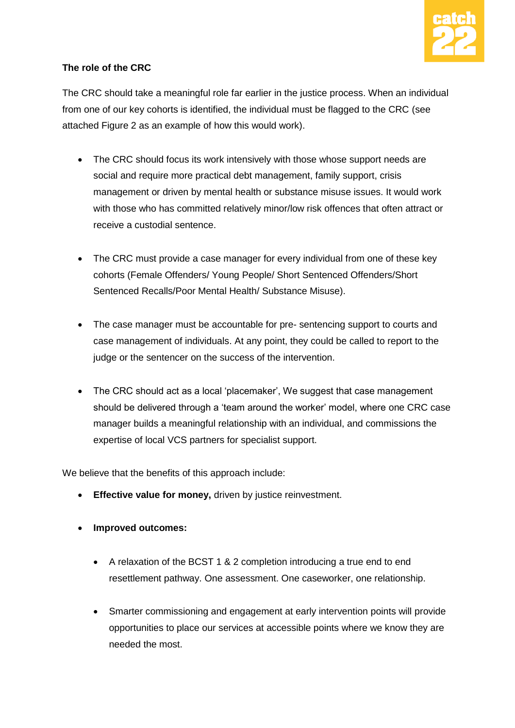**The role of the CRC**

The CRC should take a meaningful role far earlier in the justice process. When an individual from one of our key cohorts is identified, the individual must be flagged to the CRC (see attached Figure 2 as an example of how this would work).

- The CRC should focus its work intensively with those whose support needs are social and require more practical debt management, family support, crisis management or driven by mental health or substance misuse issues. It would work with those who has committed relatively minor/low risk offences that often attract or receive a custodial sentence.

- The CRC must provide a case manager for every individual from one of these key cohorts (Female Offenders/ Young People/ Short Sentenced Offenders/Short Sentenced Recalls/Poor Mental Health/ Substance Misuse).

- The case manager must be accountable for pre- sentencing support to courts and case management of individuals. At any point, they could be called to report to the judge or the sentencer on the success of the intervention.

- The CRC should act as a local 'placemaker', We suggest that case management should be delivered through a 'team around the worker' model, where one CRC case manager builds a meaningful relationship with an individual, and commissions the expertise of local VCS partners for specialist support.

We believe that the benefits of this approach include:

- **Effective value for money,** driven by justice reinvestment.

- **Improved outcomes:**

  - A relaxation of the BCST 1 & 2 completion introducing a true end to end resettlement pathway. One assessment. One caseworker, one relationship.

  - Smarter commissioning and engagement at early intervention points will provide opportunities to place our services at accessible points where we know they are needed the most.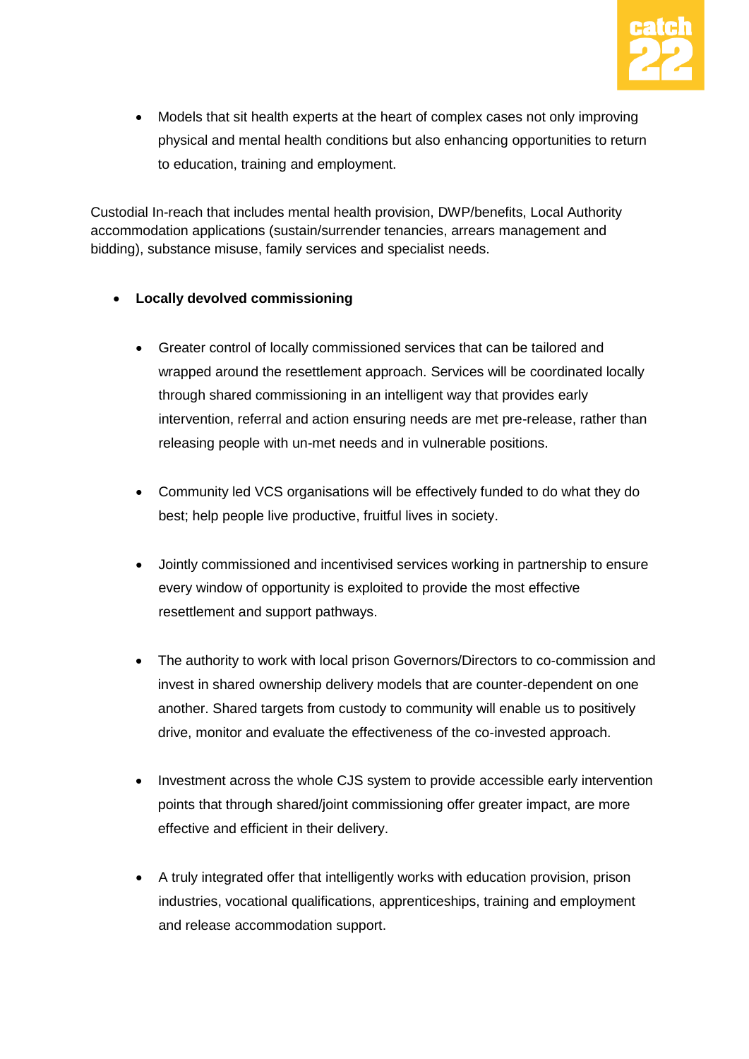- Models that sit health experts at the heart of complex cases not only improving physical and mental health conditions but also enhancing opportunities to return to education, training and employment.

Custodial In-reach that includes mental health provision, DWP/benefits, Local Authority accommodation applications (sustain/surrender tenancies, arrears management and bidding), substance misuse, family services and specialist needs.

- **Locally devolved commissioning**

  - Greater control of locally commissioned services that can be tailored and wrapped around the resettlement approach. Services will be coordinated locally through shared commissioning in an intelligent way that provides early intervention, referral and action ensuring needs are met pre-release, rather than releasing people with un-met needs and in vulnerable positions.

  - Community led VCS organisations will be effectively funded to do what they do best; help people live productive, fruitful lives in society.

  - Jointly commissioned and incentivised services working in partnership to ensure every window of opportunity is exploited to provide the most effective resettlement and support pathways.

  - The authority to work with local prison Governors/Directors to co-commission and invest in shared ownership delivery models that are counter-dependent on one another. Shared targets from custody to community will enable us to positively drive, monitor and evaluate the effectiveness of the co-invested approach.

  - Investment across the whole CJS system to provide accessible early intervention points that through shared/joint commissioning offer greater impact, are more effective and efficient in their delivery.

  - A truly integrated offer that intelligently works with education provision, prison industries, vocational qualifications, apprenticeships, training and employment and release accommodation support.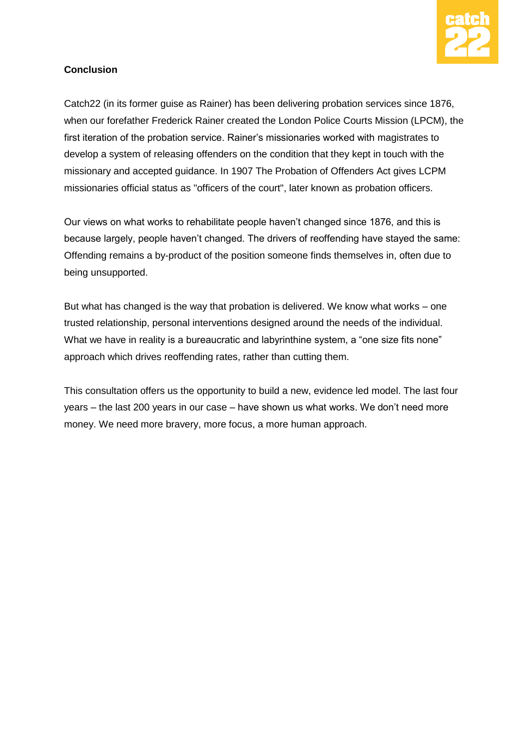**Conclusion**

Catch22 (in its former guise as Rainer) has been delivering probation services since 1876, when our forefather Frederick Rainer created the London Police Courts Mission (LPCM), the first iteration of the probation service. Rainer's missionaries worked with magistrates to develop a system of releasing offenders on the condition that they kept in touch with the missionary and accepted guidance. In 1907 The Probation of Offenders Act gives LCPM missionaries official status as "officers of the court", later known as probation officers.

Our views on what works to rehabilitate people haven't changed since 1876, and this is because largely, people haven't changed. The drivers of reoffending have stayed the same: Offending remains a by-product of the position someone finds themselves in, often due to being unsupported.

But what has changed is the way that probation is delivered. We know what works – one trusted relationship, personal interventions designed around the needs of the individual. What we have in reality is a bureaucratic and labyrinthine system, a "one size fits none" approach which drives reoffending rates, rather than cutting them.

This consultation offers us the opportunity to build a new, evidence led model. The last four years – the last 200 years in our case – have shown us what works. We don't need more money. We need more bravery, more focus, a more human approach.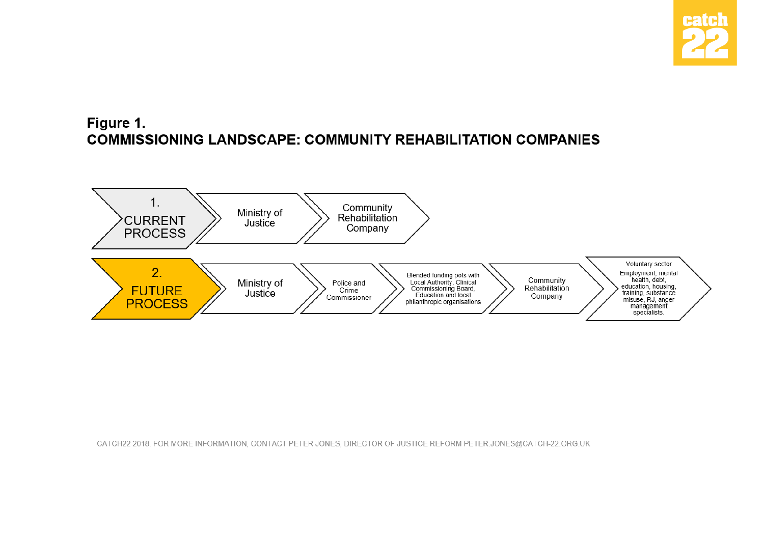**Figure 1.**
**COMMISSIONING LANDSCAPE: COMMUNITY REHABILITATION COMPANIES**

1. CURRENT PROCESS → Ministry of Justice → Community Rehabilitation Company

2. FUTURE PROCESS → Ministry of Justice → Police and Crime Commissioner → Blended funding pots with Local Authority, Clinical Commissioning Board, Education and local philanthropic organisations → Community Rehabilitation Company → Voluntary sector: Employment, mental health, debt, education, housing, training, substance misuse, RJ, anger management specialists.

CATCH22 2018. FOR MORE INFORMATION, CONTACT PETER JONES, DIRECTOR OF JUSTICE REFORM PETER.JONES@CATCH-22.ORG.UK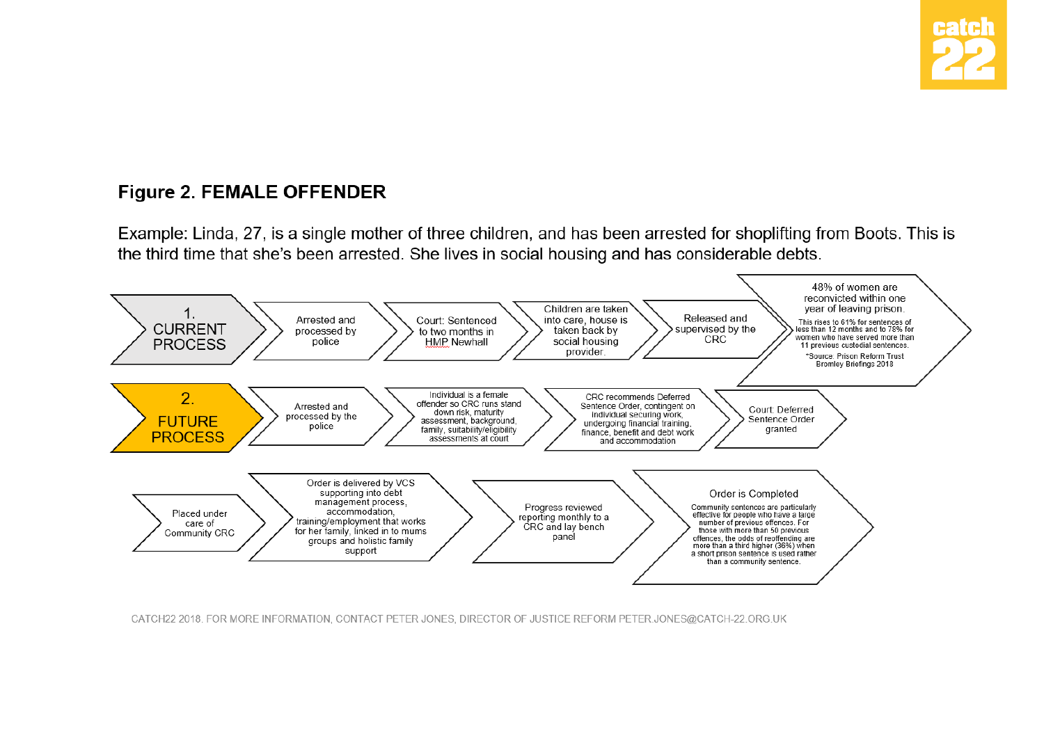## Figure 2. FEMALE OFFENDER

Example: Linda, 27, is a single mother of three children, and has been arrested for shoplifting from Boots. This is the third time that she's been arrested. She lives in social housing and has considerable debts.

**1. CURRENT PROCESS**

- Arrested and processed by police
- Court: Sentenced to two months in HMP Newhall
- Children are taken into care, house is taken back by social housing provider.
- Released and supervised by the CRC
- 48% of women are reconvicted within one year of leaving prison. This rises to 61% for sentences of less than 12 months and to 78% for women who have served more than 11 previous custodial sentences. *Source: Prison Reform Trust Bromley Briefings 2018

**2. FUTURE PROCESS**

- Arrested and processed by the police
- Individual is a female offender so CRC runs stand down risk, maturity assessment, background, family, suitability/eligibility assessments at court
- CRC recommends Deferred Sentence Order, contingent on individual securing work, undergoing financial training, finance, benefit and debt work and accommodation
- Court: Deferred Sentence Order granted
- Placed under care of Community CRC
- Order is delivered by VCS supporting into debt management process, accommodation, training/employment that works for her family, linked in to mums groups and holistic family support
- Progress reviewed reporting monthly to a CRC and lay bench panel
- Order is Completed. Community sentences are particularly effective for people who have a large number of previous offences. For those with more than 50 previous offences, the odds of reoffending are more than a third higher (36%) when a short prison sentence is used rather than a community sentence.

CATCH22 2018. FOR MORE INFORMATION, CONTACT PETER JONES, DIRECTOR OF JUSTICE REFORM PETER.JONES@CATCH-22.ORG.UK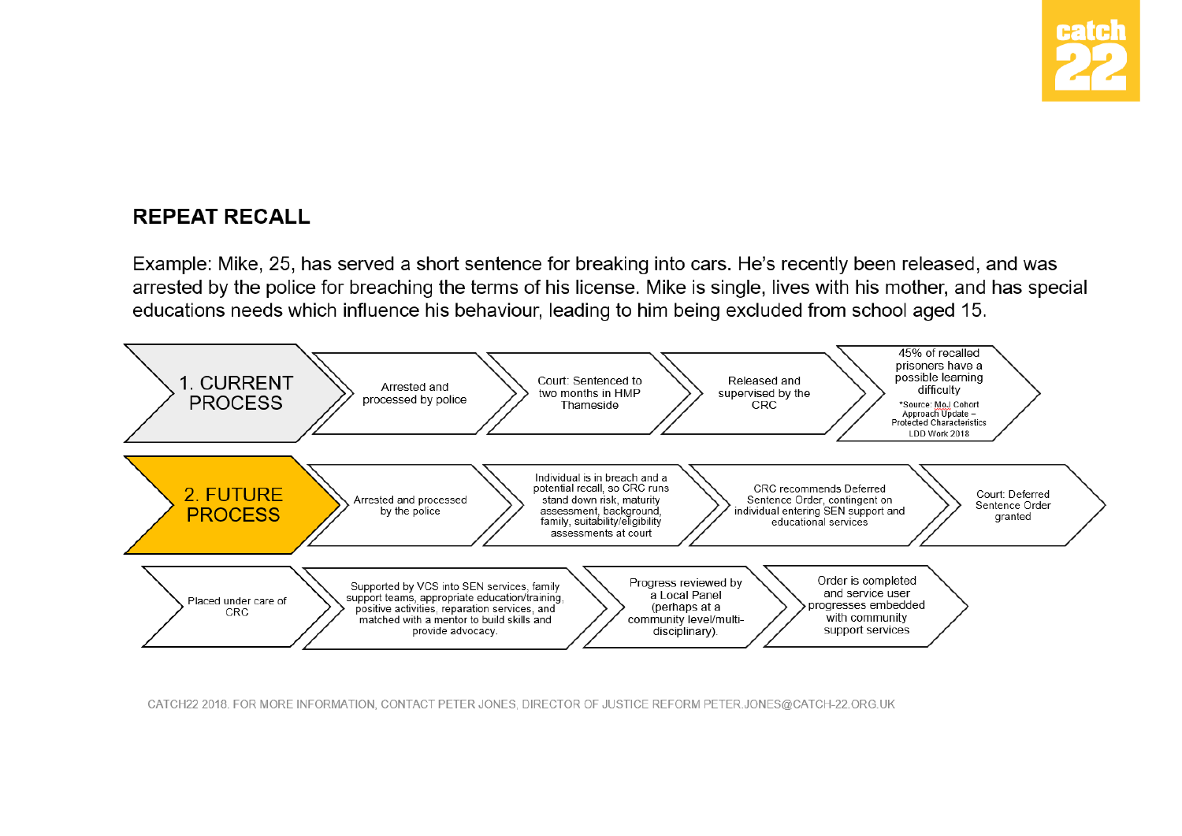## REPEAT RECALL

Example: Mike, 25, has served a short sentence for breaking into cars. He's recently been released, and was arrested by the police for breaching the terms of his license. Mike is single, lives with his mother, and has special educations needs which influence his behaviour, leading to him being excluded from school aged 15.

**1. CURRENT PROCESS**

- Arrested and processed by police
- Court: Sentenced to two months in HMP Thameside
- Released and supervised by the CRC
- 45% of recalled prisoners have a possible learning difficulty
  *Source: MoJ Cohort Approach Update – Protected Characteristics LDD Work 2018

**2. FUTURE PROCESS**

- Arrested and processed by the police
- Individual is in breach and a potential recall, so CRC runs stand down risk, maturity assessment, background, family, suitability/eligibility assessments at court
- CRC recommends Deferred Sentence Order, contingent on individual entering SEN support and educational services
- Court: Deferred Sentence Order granted
- Placed under care of CRC
- Supported by VCS into SEN services, family support teams, appropriate education/training, positive activities, reparation services, and matched with a mentor to build skills and provide advocacy.
- Progress reviewed by a Local Panel (perhaps at a community level/multi-disciplinary).
- Order is completed and service user progresses embedded with community support services

CATCH22 2018. FOR MORE INFORMATION, CONTACT PETER JONES, DIRECTOR OF JUSTICE REFORM PETER.JONES@CATCH-22.ORG.UK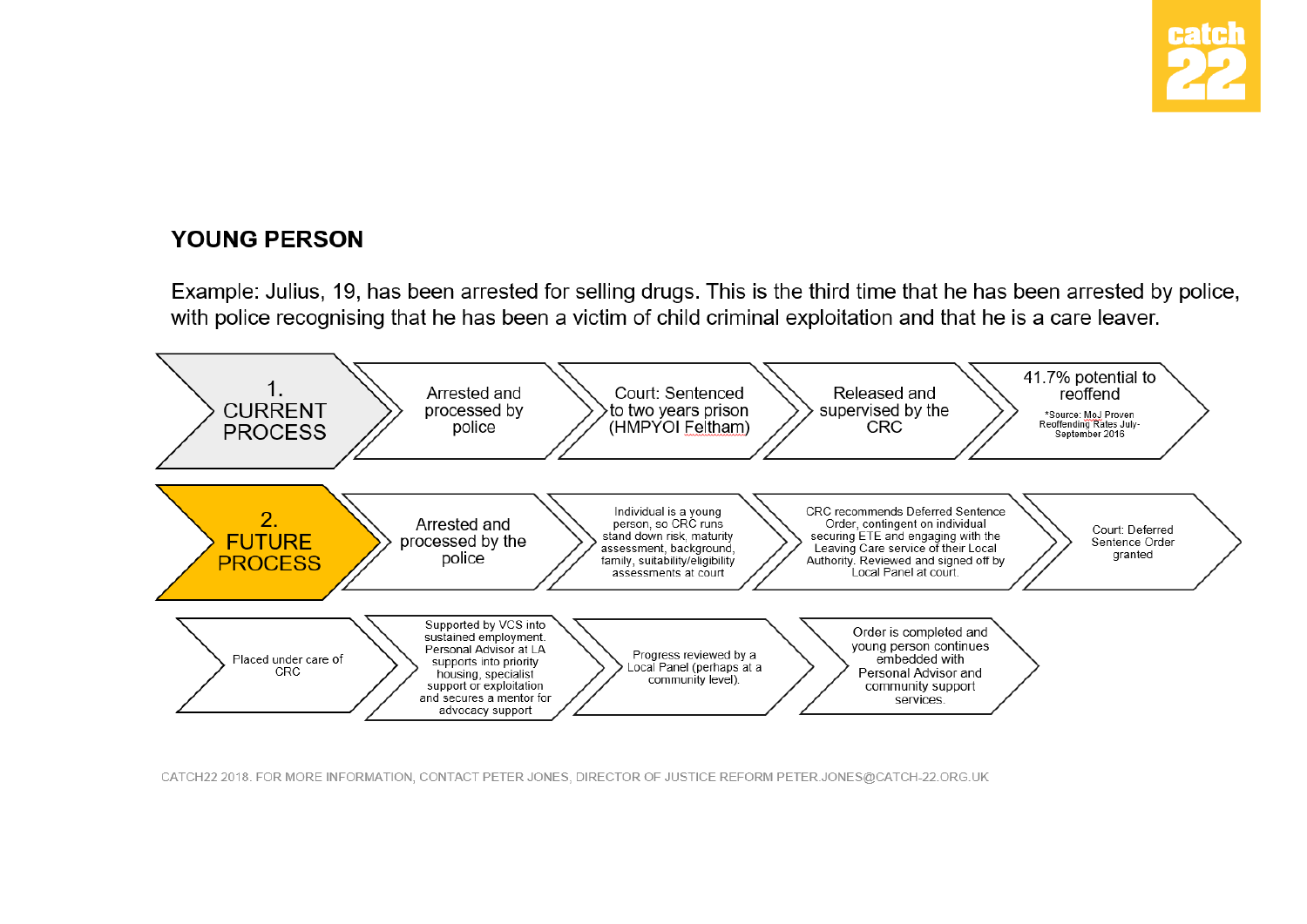## YOUNG PERSON

Example: Julius, 19, has been arrested for selling drugs. This is the third time that he has been arrested by police, with police recognising that he has been a victim of child criminal exploitation and that he is a care leaver.

**1. CURRENT PROCESS**

- Arrested and processed by police
- Court: Sentenced to two years prison (HMPYOI Feltham)
- Released and supervised by the CRC
- 41.7% potential to reoffend
  *Source: MoJ Proven Reoffending Rates July-September 2016

**2. FUTURE PROCESS**

- Arrested and processed by the police
- Individual is a young person, so CRC runs stand down risk, maturity assessment, background, family, suitability/eligibility assessments at court
- CRC recommends Deferred Sentence Order, contingent on individual securing ETE and engaging with the Leaving Care service of their Local Authority. Reviewed and signed off by Local Panel at court.
- Court: Deferred Sentence Order granted
- Placed under care of CRC
- Supported by VCS into sustained employment. Personal Advisor at LA supports into priority housing, specialist support or exploitation and secures a mentor for advocacy support
- Progress reviewed by a Local Panel (perhaps at a community level).
- Order is completed and young person continues embedded with Personal Advisor and community support services.

CATCH22 2018. FOR MORE INFORMATION, CONTACT PETER JONES, DIRECTOR OF JUSTICE REFORM PETER.JONES@CATCH-22.ORG.UK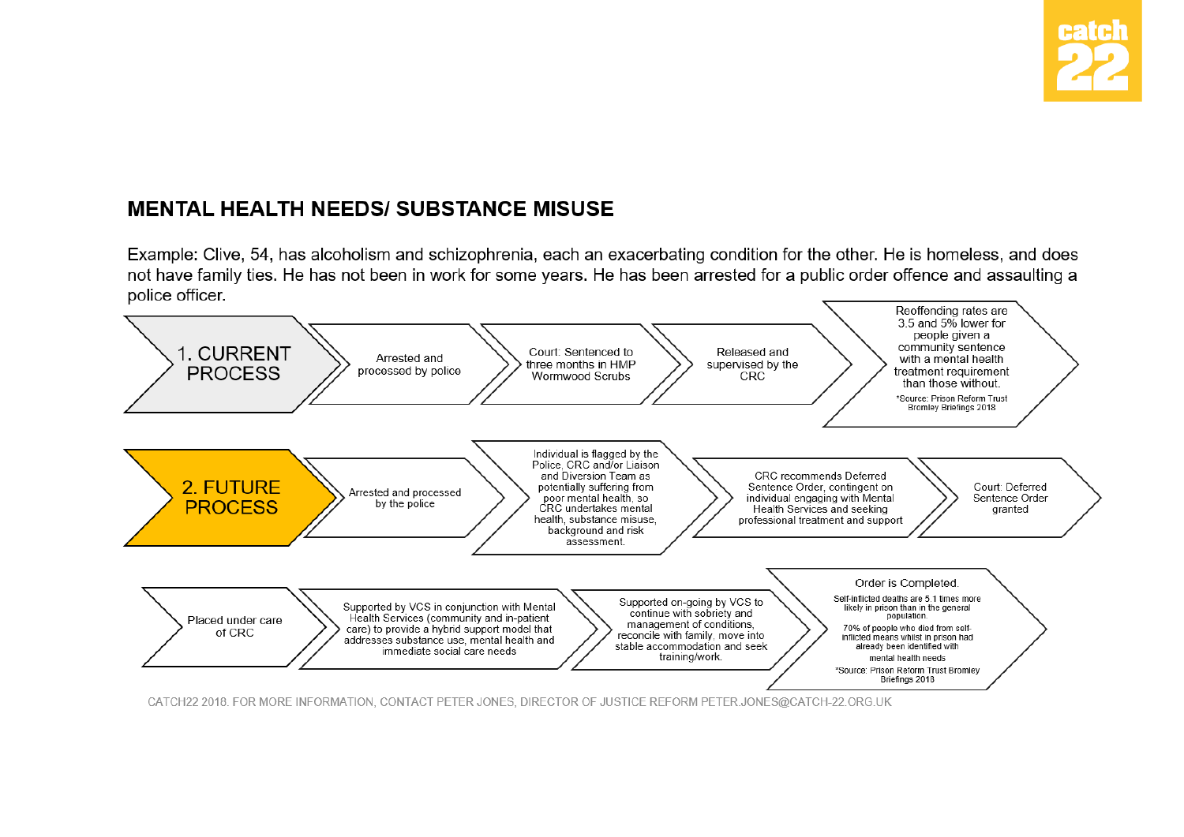## MENTAL HEALTH NEEDS/ SUBSTANCE MISUSE

Example: Clive, 54, has alcoholism and schizophrenia, each an exacerbating condition for the other. He is homeless, and does not have family ties. He has not been in work for some years. He has been arrested for a public order offence and assaulting a police officer.

**1. CURRENT PROCESS**

- Arrested and processed by police
- Court: Sentenced to three months in HMP Wormwood Scrubs
- Released and supervised by the CRC
- Reoffending rates are 3.5 and 5% lower for people given a community sentence with a mental health treatment requirement than those without.
  *Source: Prison Reform Trust Bromley Briefings 2018

**2. FUTURE PROCESS**

- Arrested and processed by the police
- Individual is flagged by the Police, CRC and/or Liaison and Diversion Team as potentially suffering from poor mental health, so CRC undertakes mental health, substance misuse, background and risk assessment.
- CRC recommends Deferred Sentence Order, contingent on individual engaging with Mental Health Services and seeking professional treatment and support
- Court: Deferred Sentence Order granted
- Placed under care of CRC
- Supported by VCS in conjunction with Mental Health Services (community and in-patient care) to provide a hybrid support model that addresses substance use, mental health and immediate social care needs
- Supported on-going by VCS to continue with sobriety and management of conditions, reconcile with family, move into stable accommodation and seek training/work.
- Order is Completed.
  Self-inflicted deaths are 5.1 times more likely in prison than in the general population.
  70% of people who died from self-inflicted means whilst in prison had already been identified with mental health needs
  *Source: Prison Reform Trust Bromley Briefings 2018

CATCH22 2018. FOR MORE INFORMATION, CONTACT PETER JONES, DIRECTOR OF JUSTICE REFORM PETER.JONES@CATCH-22.ORG.UK